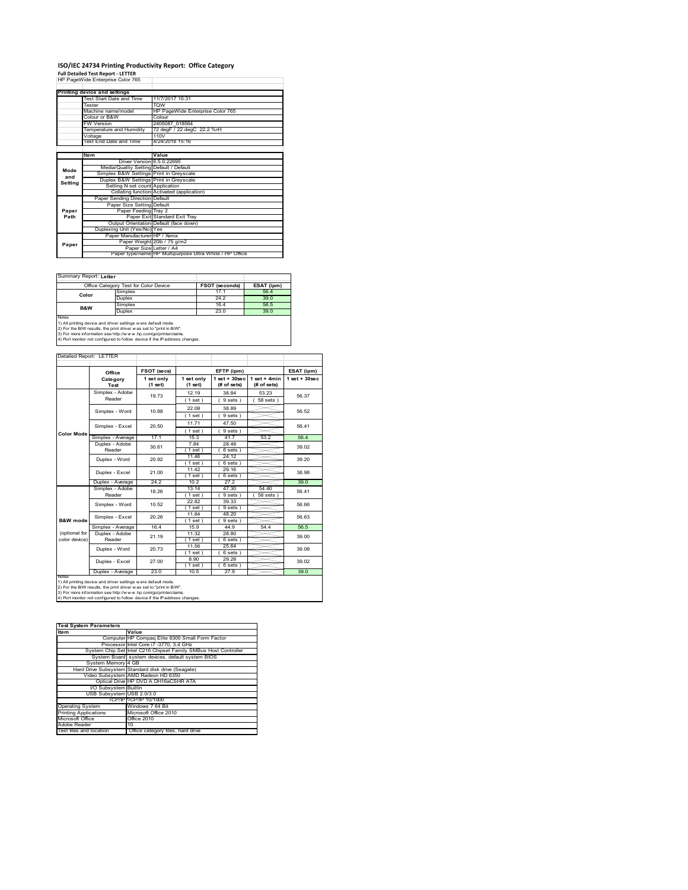# ISO/IEC 24734 Printing Productivity Report: Office Category

**Full Detailed Test Report - LETTER**

HP PageWide Enterprise Color 765

| Printing device and settings | |
|---|---|
| Test Start Date and Time | 11/7/2017 10:31 |
| Tester | TQW |
| Machine name/model | HP PageWide Enterprise Color 765 |
| Colour or B&W | Colour |
| FW Version | 2405087_018564 |
| Temperature and Humidity | 72 degF / 22 degC 22.2 %rH |
| Voltage | 110V |
| Test End Date and Time | 4/24/2018 15:16 |

| | Item | Value |
|---|---|---|
| Mode and Setting | Driver Version | 6.5.0.22695 |
| | Media/Quality Setting | Default / Default |
| | Simplex B&W Settings | Print in Greyscale |
| | Duplex B&W Settings | Print in Greyscale |
| | Setting N set count | Application |
| | Collating function | Activated (application) |
| Paper Path | Paper Sending Direction | Default |
| | Paper Size Setting | Default |
| | Paper Feeding | Tray 2 |
| | Paper Exit | Standard Exit Tray |
| | Output Orientation | Default (face down) |
| | Duplexing Unit (Yes/No) | Yes |
| Paper | Paper Manufacturer | HP / Xerox |
| | Paper Weight | 20lb / 75 g/m2 |
| | Paper Size | Letter / A4 |
| | Paper type/name | HP Multipurpose Ultra White / HP Office |

Summary Report: **Letter**

| Office Category Test for Color Device | | FSOT (seconds) | ESAT (ipm) |
|---|---|---|---|
| Color | Simplex | 17.1 | 56.4 |
| | Duplex | 24.2 | 39.0 |
| B&W | Simplex | 16.4 | 56.5 |
| | Duplex | 23.0 | 39.0 |

Notes
1) All printing device and driver settings were default mode.
2) For the B/W results, the print driver was set to "print in B/W".
3) For more information see http://www.hp.com/go/printerclaims.
4) Port monitor not configured to follow device if the IP address changes.

Detailed Report: LETTER

| | Office Category Test | FSOT (secs) 1 set only (1 set) | EFTP (ipm) 1 set only (1 set) | EFTP (ipm) 1 set + 30sec (# of sets) | EFTP (ipm) 1 set + 4min (# of sets) | ESAT (ipm) 1 set + 30sec |
|---|---|---|---|---|---|---|
| Color Mode | Simplex - Adobe Reader | 19.73 | 12.19 (1 set) | 38.84 (9 sets) | 53.23 (58 sets) | 56.37 |
| | Simplex - Word | 10.88 | 22.08 (1 set) | 38.89 (9 sets) | | 56.52 |
| | Simplex - Excel | 20.50 | 11.71 (1 set) | 47.50 (9 sets) | | 56.41 |
| | Simplex - Average | 17.1 | 15.3 | 41.7 | 53.2 | 56.4 |
| | Duplex - Adobe Reader | 30.61 | 7.84 (1 set) | 28.48 (6 sets) | | 39.02 |
| | Duplex - Word | 20.92 | 11.46 (1 set) | 24.12 (6 sets) | | 39.20 |
| | Duplex - Excel | 21.00 | 11.42 (1 set) | 29.16 (6 sets) | | 38.98 |
| | Duplex - Average | 24.2 | 10.2 | 27.2 | | 39.0 |
| B&W mode (optional for color device) | Simplex - Adobe Reader | 18.26 | 13.14 (1 set) | 47.30 (9 sets) | 54.40 (58 sets) | 56.41 |
| | Simplex - Word | 10.52 | 22.82 (1 set) | 39.33 (9 sets) | | 56.66 |
| | Simplex - Excel | 20.26 | 11.84 (1 set) | 48.20 (9 sets) | | 56.63 |
| | Simplex - Average | 16.4 | 15.9 | 44.9 | 54.4 | 56.5 |
| | Duplex - Adobe Reader | 21.19 | 11.32 (1 set) | 28.80 (6 sets) | | 39.00 |
| | Duplex - Word | 20.73 | 11.56 (1 set) | 25.64 (6 sets) | | 39.08 |
| | Duplex - Excel | 27.00 | 8.90 (1 set) | 29.28 (6 sets) | | 39.02 |
| | Duplex - Average | 23.0 | 10.5 | 27.9 | | 39.0 |

Notes
1) All printing device and driver settings were default mode.
2) For the B/W results, the print driver was set to "print in B/W".
3) For more information see http://www.hp.com/go/printerclaims.
4) Port monitor not configured to follow device if the IP address changes.

| Test System Parameters | |
|---|---|
| **Item** | **Value** |
| Computer | HP Compaq Elite 8300 Small Form Factor |
| Processor | Intel Core i7 -3770, 3.4 GHz |
| System Chip Set | Intel C216 Chipset Family SMBus Host Controller |
| System Board | system devices, default system BIOS |
| System Memory | 4 GB |
| Hard Drive Subsystem | Standard disk drive (Seagate) |
| Video Subsystem | AMD Radeon HD 6350 |
| Optical Drive | HP DVD A DH16aCSHR ATA |
| I/O Subsystem | Builtin |
| USB Subsystem | USB 2.0/3.0 |
| TCP/IP | TCP/IP 10/1000 |
| Operating System | Windows 7 64 Bit |
| Printing Applications | Microsoft Office 2010 |
| Microsoft Office | Office 2010 |
| Adobe Reader | 10 |
| Test files and location | Office category files, hard drive |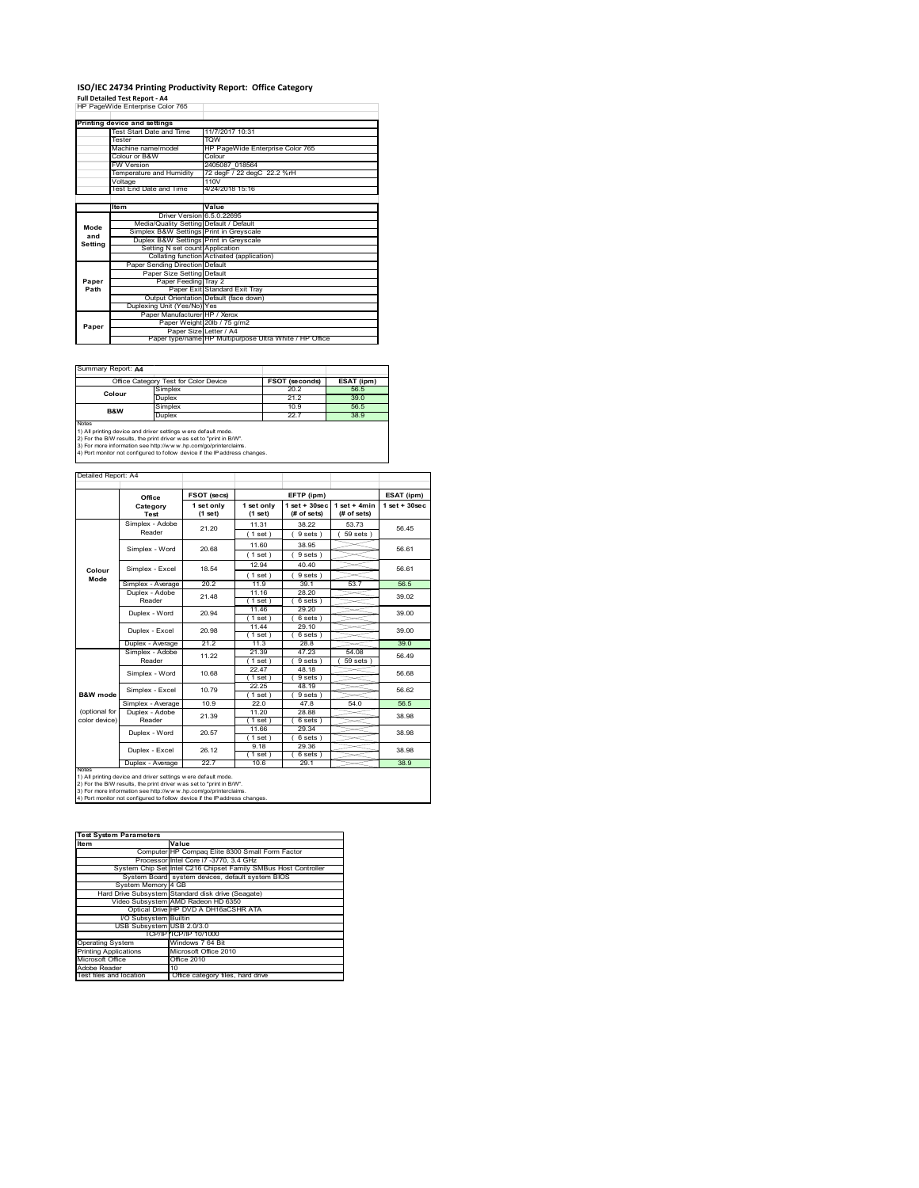# ISO/IEC 24734 Printing Productivity Report: Office Category

**Full Detailed Test Report - A4**

HP PageWide Enterprise Color 765

| Printing device and settings | |
|---|---|
| Test Start Date and Time | 11/7/2017 10:31 |
| Tester | TQW |
| Machine name/model | HP PageWide Enterprise Color 765 |
| Colour or B&W | Colour |
| FW Version | 2405087_018564 |
| Temperature and Humidity | 72 degF / 22 degC 22.2 %rH |
| Voltage | 110V |
| Test End Date and Time | 4/24/2018 15:16 |

| | Item | Value |
|---|---|---|
| Mode and Setting | Driver Version | 6.5.0.22695 |
| | Media/Quality Setting | Default / Default |
| | Simplex B&W Settings | Print in Greyscale |
| | Duplex B&W Settings | Print in Greyscale |
| | Setting N set count | Application |
| | Collating function | Activated (application) |
| Paper Path | Paper Sending Direction | Default |
| | Paper Size Setting | Default |
| | Paper Feeding | Tray 2 |
| | Paper Exit | Standard Exit Tray |
| | Output Orientation | Default (face down) |
| | Duplexing Unit (Yes/No) | Yes |
| Paper | Paper Manufacturer | HP / Xerox |
| | Paper Weight | 20lb / 75 g/m2 |
| | Paper Size | Letter / A4 |
| | Paper type/name | HP Multipurpose Ultra White / HP Office |

Summary Report: **A4**

| Office Category Test for Color Device | | FSOT (seconds) | ESAT (ipm) |
|---|---|---|---|
| Colour | Simplex | 20.2 | 56.5 |
| | Duplex | 21.2 | 39.0 |
| B&W | Simplex | 10.9 | 56.5 |
| | Duplex | 22.7 | 38.9 |

Notes
1) All printing device and driver settings were default mode.
2) For the B/W results, the print driver was set to "print in B/W".
3) For more information see http://www.hp.com/go/printerclaims.
4) Port monitor not configured to follow device if the IP address changes.

Detailed Report: A4

| | Office Category Test | FSOT (secs) 1 set only (1 set) | EFTP (ipm) 1 set only (1 set) | 1 set + 30sec (# of sets) | 1 set + 4min (# of sets) | ESAT (ipm) 1 set + 30sec |
|---|---|---|---|---|---|---|
| Colour Mode | Simplex - Adobe Reader | 21.20 | 11.31 (1 set) | 38.22 (9 sets) | 53.73 (59 sets) | 56.45 |
| | Simplex - Word | 20.68 | 11.60 (1 set) | 38.95 (9 sets) | | 56.61 |
| | Simplex - Excel | 18.54 | 12.94 (1 set) | 40.40 (9 sets) | | 56.61 |
| | Simplex - Average | 20.2 | 11.9 | 39.1 | 53.7 | 56.5 |
| | Duplex - Adobe Reader | 21.48 | 11.16 (1 set) | 28.20 (6 sets) | | 39.02 |
| | Duplex - Word | 20.94 | 11.46 (1 set) | 29.20 (6 sets) | | 39.00 |
| | Duplex - Excel | 20.98 | 11.44 (1 set) | 29.10 (6 sets) | | 39.00 |
| | Duplex - Average | 21.2 | 11.3 | 28.8 | | 39.0 |
| B&W mode (optional for color device) | Simplex - Adobe Reader | 11.22 | 21.39 (1 set) | 47.23 (9 sets) | 54.08 (59 sets) | 56.49 |
| | Simplex - Word | 10.68 | 22.47 (1 set) | 48.18 (9 sets) | | 56.68 |
| | Simplex - Excel | 10.79 | 22.25 (1 set) | 48.19 (9 sets) | | 56.62 |
| | Simplex - Average | 10.9 | 22.0 | 47.8 | 54.0 | 56.5 |
| | Duplex - Adobe Reader | 21.39 | 11.20 (1 set) | 28.88 (6 sets) | | 38.98 |
| | Duplex - Word | 20.57 | 11.66 (1 set) | 29.34 (6 sets) | | 38.98 |
| | Duplex - Excel | 26.12 | 9.18 (1 set) | 29.36 (6 sets) | | 38.98 |
| | Duplex - Average | 22.7 | 10.6 | 29.1 | | 38.9 |

Notes
1) All printing device and driver settings were default mode.
2) For the B/W results, the print driver was set to "print in B/W".
3) For more information see http://www.hp.com/go/printerclaims.
4) Port monitor not configured to follow device if the IP address changes.

| Test System Parameters | |
|---|---|
| **Item** | **Value** |
| Computer | HP Compaq Elite 8300 Small Form Factor |
| Processor | Intel Core i7 -3770, 3.4 GHz |
| System Chip Set | Intel C216 Chipset Family SMBus Host Controller |
| System Board | system devices, default system BIOS |
| System Memory | 4 GB |
| Hard Drive Subsystem | Standard disk drive (Seagate) |
| Video Subsystem | AMD Radeon HD 6350 |
| Optical Drive | HP DVD A DH16aCSHR ATA |
| I/O Subsystem | Builtin |
| USB Subsystem | USB 2.0/3.0 |
| TCP/IP | TCP/IP 10/1000 |
| Operating System | Windows 7 64 Bit |
| Printing Applications | Microsoft Office 2010 |
| Microsoft Office | Office 2010 |
| Adobe Reader | 10 |
| Test files and location | Office category files, hard drive |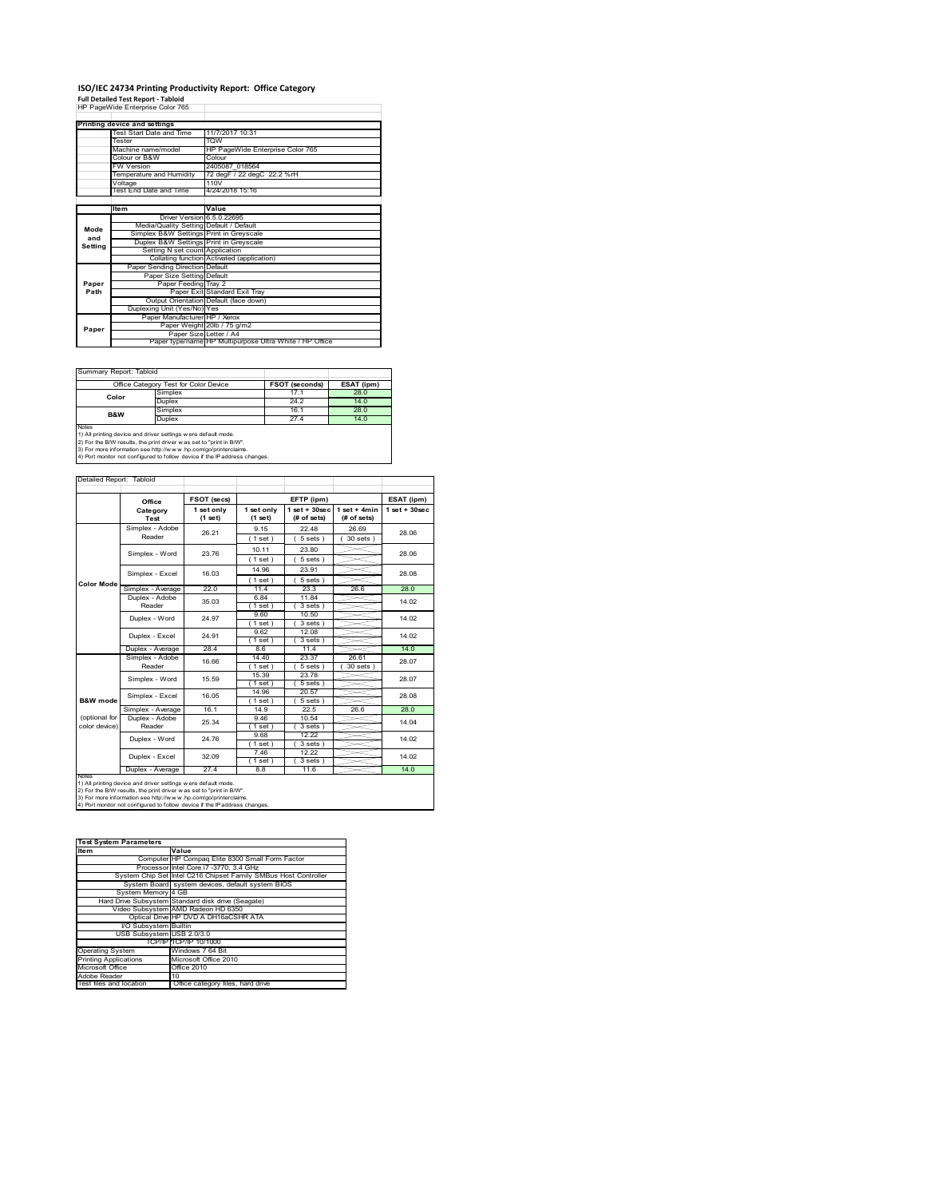# ISO/IEC 24734 Printing Productivity Report: Office Category

**Full Detailed Test Report - Tabloid**

HP PageWide Enterprise Color 765

| Printing device and settings | |
|---|---|
| Test Start Date and Time | 11/7/2017 10:31 |
| Tester | TQW |
| Machine name/model | HP PageWide Enterprise Color 765 |
| Colour or B&W | Colour |
| FW Version | 2405087_018564 |
| Temperature and Humidity | 72 degF / 22 degC 22.2 %rH |
| Voltage | 110V |
| Test End Date and Time | 4/24/2018 15:16 |

| | Item | Value |
|---|---|---|
| Mode and Setting | Driver Version | 6.5.0.22695 |
| | Media/Quality Setting | Default / Default |
| | Simplex B&W Settings | Print in Greyscale |
| | Duplex B&W Settings | Print in Greyscale |
| | Setting N set count | Application |
| | Collating function | Activated (application) |
| Paper Path | Paper Sending Direction | Default |
| | Paper Size Setting | Default |
| | Paper Feeding | Tray 2 |
| | Paper Exit | Standard Exit Tray |
| | Output Orientation | Default (face down) |
| | Duplexing Unit (Yes/No) | Yes |
| Paper | Paper Manufacturer | HP / Xerox |
| | Paper Weight | 20lb / 75 g/m2 |
| | Paper Size | Letter / A4 |
| | Paper type/name | HP Multipurpose Ultra White / HP Office |

Summary Report: Tabloid

| Office Category Test for Color Device | | FSOT (seconds) | ESAT (ipm) |
|---|---|---|---|
| Color | Simplex | 17.1 | 28.0 |
| | Duplex | 24.2 | 14.0 |
| B&W | Simplex | 16.1 | 28.0 |
| | Duplex | 27.4 | 14.0 |

Notes
1) All printing device and driver settings were default mode.
2) For the B/W results, the print driver was set to "print in B/W".
3) For more information see http://www.hp.com/go/printerclaims.
4) Port monitor not configured to follow device if the IP address changes.

Detailed Report: Tabloid

| | Office Category Test | FSOT (secs) 1 set only (1 set) | EFTP (ipm) 1 set only (1 set) | EFTP (ipm) 1 set + 30sec (# of sets) | EFTP (ipm) 1 set + 4min (# of sets) | ESAT (ipm) 1 set + 30sec |
|---|---|---|---|---|---|---|
| Color Mode | Simplex - Adobe Reader | 26.21 | 9.15 (1 set) | 22.48 (5 sets) | 26.69 (30 sets) | 28.06 |
| | Simplex - Word | 23.76 | 10.11 (1 set) | 23.80 (5 sets) | | 28.06 |
| | Simplex - Excel | 16.03 | 14.96 (1 set) | 23.91 (5 sets) | | 28.08 |
| | Simplex - Average | 22.0 | 11.4 | 23.3 | 26.6 | 28.0 |
| | Duplex - Adobe Reader | 35.03 | 6.84 (1 set) | 11.84 (3 sets) | | 14.02 |
| | Duplex - Word | 24.97 | 9.60 (1 set) | 10.50 (3 sets) | | 14.02 |
| | Duplex - Excel | 24.91 | 9.62 (1 set) | 12.08 (3 sets) | | 14.02 |
| | Duplex - Average | 28.4 | 8.6 | 11.4 | | 14.0 |
| B&W mode (optional for color device) | Simplex - Adobe Reader | 16.66 | 14.40 (1 set) | 23.37 (5 sets) | 26.61 (30 sets) | 28.07 |
| | Simplex - Word | 15.59 | 15.39 (1 set) | 23.78 (5 sets) | | 28.07 |
| | Simplex - Excel | 16.05 | 14.96 (1 set) | 20.57 (5 sets) | | 28.08 |
| | Simplex - Average | 16.1 | 14.9 | 22.5 | 26.6 | 28.0 |
| | Duplex - Adobe Reader | 25.34 | 9.46 (1 set) | 10.54 (3 sets) | | 14.04 |
| | Duplex - Word | 24.76 | 9.68 (1 set) | 12.22 (3 sets) | | 14.02 |
| | Duplex - Excel | 32.09 | 7.46 (1 set) | 12.22 (3 sets) | | 14.02 |
| | Duplex - Average | 27.4 | 8.8 | 11.6 | | 14.0 |

Notes
1) All printing device and driver settings were default mode.
2) For the B/W results, the print driver was set to "print in B/W".
3) For more information see http://www.hp.com/go/printerclaims.
4) Port monitor not configured to follow device if the IP address changes.

| Test System Parameters | |
|---|---|
| **Item** | **Value** |
| Computer | HP Compaq Elite 8300 Small Form Factor |
| Processor | Intel Core i7 -3770, 3.4 GHz |
| System Chip Set | Intel C216 Chipset Family SMBus Host Controller |
| System Board | system devices, default system BIOS |
| System Memory | 4 GB |
| Hard Drive Subsystem | Standard disk drive (Seagate) |
| Video Subsystem | AMD Radeon HD 6350 |
| Optical Drive | HP DVD A DH16aCSHR ATA |
| I/O Subsystem | Builtin |
| USB Subsystem | USB 2.0/3.0 |
| TCP/IP | TCP/IP 10/1000 |
| Operating System | Windows 7 64 Bit |
| Printing Applications | Microsoft Office 2010 |
| Microsoft Office | Office 2010 |
| Adobe Reader | 10 |
| Test files and location | Office category files, hard drive |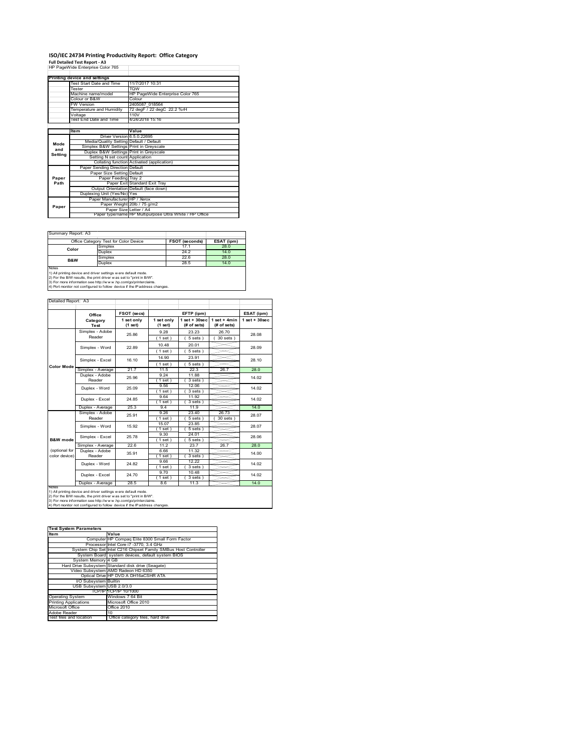# ISO/IEC 24734 Printing Productivity Report: Office Category

**Full Detailed Test Report - A3**

HP PageWide Enterprise Color 765

| Printing device and settings | |
|---|---|
| Test Start Date and Time | 11/7/2017 10:31 |
| Tester | TQW |
| Machine name/model | HP PageWide Enterprise Color 765 |
| Colour or B&W | Colour |
| FW Version | 2405087_018564 |
| Temperature and Humidity | 72 degF / 22 degC 22.2 %rH |
| Voltage | 110V |
| Test End Date and Time | 4/24/2018 15:16 |

| | Item | Value |
|---|---|---|
| Mode and Setting | Driver Version | 6.5.0.22695 |
| | Media/Quality Setting | Default / Default |
| | Simplex B&W Settings | Print in Greyscale |
| | Duplex B&W Settings | Print in Greyscale |
| | Setting N set count | Application |
| | Collating function | Activated (application) |
| Paper Path | Paper Sending Direction | Default |
| | Paper Size Setting | Default |
| | Paper Feeding | Tray 2 |
| | Paper Exit | Standard Exit Tray |
| | Output Orientation | Default (face down) |
| | Duplexing Unit (Yes/No) | Yes |
| Paper | Paper Manufacturer | HP / Xerox |
| | Paper Weight | 20lb / 75 g/m2 |
| | Paper Size | Letter / A4 |
| | Paper type/name | HP Multipurpose Ultra White / HP Office |

Summary Report: A3

| Office Category Test for Color Device | | FSOT (seconds) | ESAT (ipm) |
|---|---|---|---|
| Color | Simplex | 17.1 | 28.0 |
| | Duplex | 24.2 | 14.0 |
| B&W | Simplex | 22.6 | 28.0 |
| | Duplex | 28.5 | 14.0 |

Notes
1) All printing device and driver settings were default mode.
2) For the B/W results, the print driver was set to "print in B/W".
3) For more information see http://www.hp.com/go/printerclaims.
4) Port monitor not configured to follow device if the IP address changes.

Detailed Report: A3

| | Office Category Test | FSOT (secs) 1 set only (1 set) | EFTP (ipm) 1 set only (1 set) | EFTP (ipm) 1 set + 30sec (# of sets) | EFTP (ipm) 1 set + 4min (# of sets) | ESAT (ipm) 1 set + 30sec |
|---|---|---|---|---|---|---|
| Color Mode | Simplex - Adobe Reader | 25.86 | 9.28 (1 set) | 23.23 (5 sets) | 26.70 (30 sets) | 28.08 |
| | Simplex - Word | 22.89 | 10.48 (1 set) | 20.01 (5 sets) | | 28.09 |
| | Simplex - Excel | 16.10 | 14.90 (1 set) | 23.91 (5 sets) | | 28.10 |
| | Simplex - Average | 21.7 | 11.5 | 22.3 | 26.7 | 28.0 |
| | Duplex - Adobe Reader | 25.96 | 9.24 (1 set) | 11.88 (3 sets) | | 14.02 |
| | Duplex - Word | 25.09 | 9.56 (1 set) | 12.06 (3 sets) | | 14.02 |
| | Duplex - Excel | 24.85 | 9.64 (1 set) | 11.92 (3 sets) | | 14.02 |
| | Duplex - Average | 25.3 | 9.4 | 11.9 | | 14.0 |
| B&W mode (optional for color device) | Simplex - Adobe Reader | 25.91 | 9.26 (1 set) | 23.40 (5 sets) | 26.73 (30 sets) | 28.07 |
| | Simplex - Word | 15.92 | 15.07 (1 set) | 23.85 (5 sets) | | 28.07 |
| | Simplex - Excel | 25.78 | 9.30 (1 set) | 24.01 (5 sets) | | 28.06 |
| | Simplex - Average | 22.6 | 11.2 | 23.7 | 26.7 | 28.0 |
| | Duplex - Adobe Reader | 35.91 | 6.66 (1 set) | 11.32 (3 sets) | | 14.00 |
| | Duplex - Word | 24.82 | 9.66 (1 set) | 12.22 (3 sets) | | 14.02 |
| | Duplex - Excel | 24.70 | 9.70 (1 set) | 10.48 (3 sets) | | 14.02 |
| | Duplex - Average | 28.5 | 8.6 | 11.3 | | 14.0 |

Notes
1) All printing device and driver settings were default mode.
2) For the B/W results, the print driver was set to "print in B/W".
3) For more information see http://www.hp.com/go/printerclaims.
4) Port monitor not configured to follow device if the IP address changes.

| Test System Parameters | |
|---|---|
| **Item** | **Value** |
| Computer | HP Compaq Elite 8300 Small Form Factor |
| Processor | Intel Core i7 -3770, 3.4 GHz |
| System Chip Set | Intel C216 Chipset Family SMBus Host Controller |
| System Board | system devices, default system BIOS |
| System Memory | 4 GB |
| Hard Drive Subsystem | Standard disk drive (Seagate) |
| Video Subsystem | AMD Radeon HD 6350 |
| Optical Drive | HP DVD A DH16aCSHR ATA |
| I/O Subsystem | Builtin |
| USB Subsystem | USB 2.0/3.0 |
| TCP/IP | TCP/IP 10/1000 |
| Operating System | Windows 7 64 Bit |
| Printing Applications | Microsoft Office 2010 |
| Microsoft Office | Office 2010 |
| Adobe Reader | 10 |
| Test files and location | Office category files, hard drive |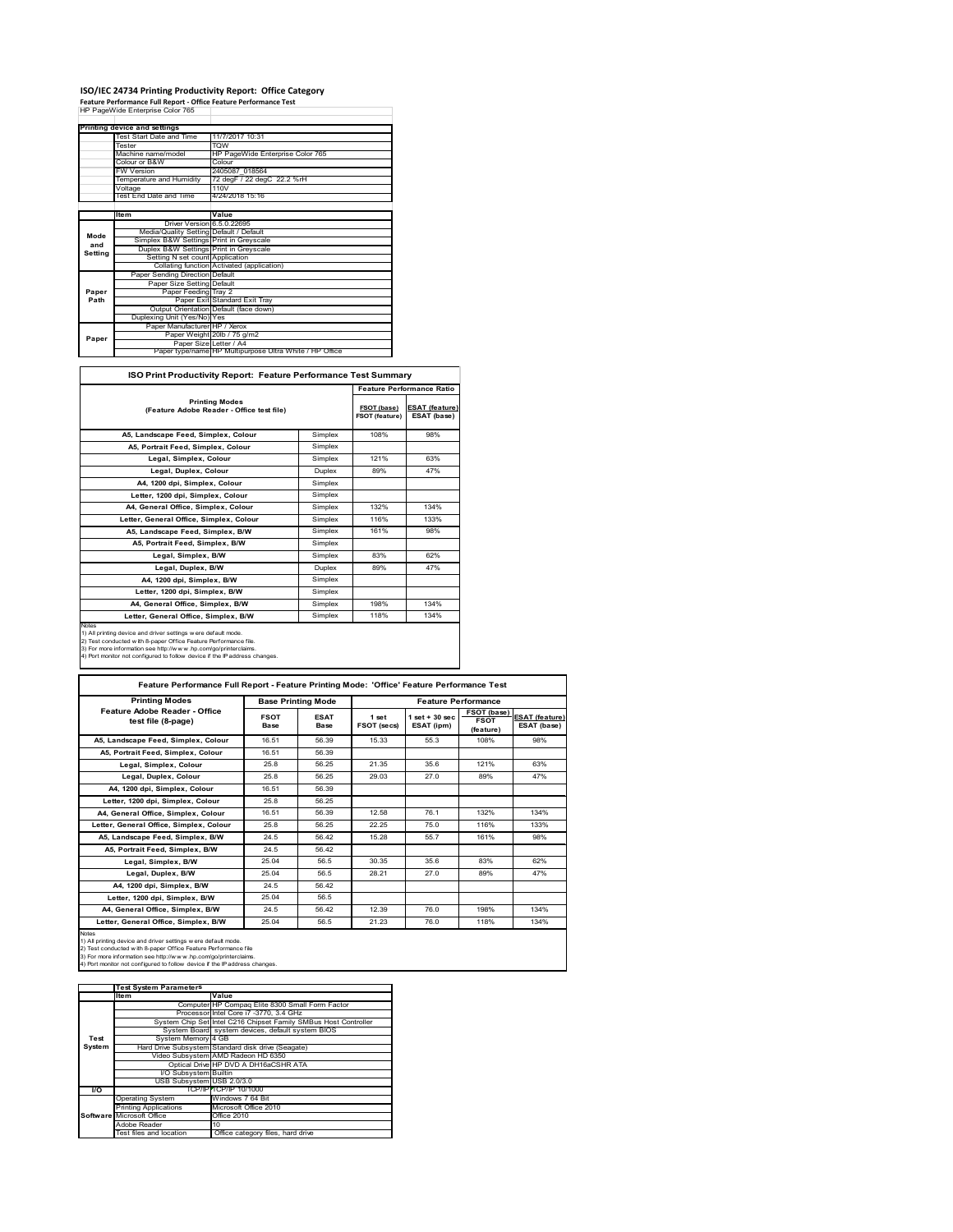# ISO/IEC 24734 Printing Productivity Report: Office Category

**Feature Performance Full Report - Office Feature Performance Test**

HP PageWide Enterprise Color 765

| Printing device and settings | | |
|---|---|---|
| | Test Start Date and Time | 11/7/2017 10:31 |
| | Tester | TQW |
| | Machine name/model | HP PageWide Enterprise Color 765 |
| | Colour or B&W | Colour |
| | FW Version | 2405087_018564 |
| | Temperature and Humidity | 72 degF / 22 degC 22.2 %rH |
| | Voltage | 110V |
| | Test End Date and Time | 4/24/2018 15:16 |

| | Item | Value |
|---|---|---|
| Mode and Setting | Driver Version | 6.5.0.22695 |
| | Media/Quality Setting | Default / Default |
| | Simplex B&W Settings | Print in Greyscale |
| | Duplex B&W Settings | Print in Greyscale |
| | Setting N set count | Application |
| | Collating function | Activated (application) |
| Paper Path | Paper Sending Direction | Default |
| | Paper Size Setting | Default |
| | Paper Feeding | Tray 2 |
| | Paper Exit | Standard Exit Tray |
| | Output Orientation | Default (face down) |
| | Duplexing Unit (Yes/No) | Yes |
| Paper | Paper Manufacturer | HP / Xerox |
| | Paper Weight | 20lb / 75 g/m2 |
| | Paper Size | Letter / A4 |
| | Paper type/name | HP Multipurpose Ultra White / HP Office |

## ISO Print Productivity Report: Feature Performance Test Summary

| Printing Modes (Feature Adobe Reader - Office test file) | | Feature Performance Ratio: FSOT (base) / FSOT (feature) | Feature Performance Ratio: ESAT (feature) / ESAT (base) |
|---|---|---|---|
| A5, Landscape Feed, Simplex, Colour | Simplex | 108% | 98% |
| A5, Portrait Feed, Simplex, Colour | Simplex | | |
| Legal, Simplex, Colour | Simplex | 121% | 63% |
| Legal, Duplex, Colour | Duplex | 89% | 47% |
| A4, 1200 dpi, Simplex, Colour | Simplex | | |
| Letter, 1200 dpi, Simplex, Colour | Simplex | | |
| A4, General Office, Simplex, Colour | Simplex | 132% | 134% |
| Letter, General Office, Simplex, Colour | Simplex | 116% | 133% |
| A5, Landscape Feed, Simplex, B/W | Simplex | 161% | 98% |
| A5, Portrait Feed, Simplex, B/W | Simplex | | |
| Legal, Simplex, B/W | Simplex | 83% | 62% |
| Legal, Duplex, B/W | Duplex | 89% | 47% |
| A4, 1200 dpi, Simplex, B/W | Simplex | | |
| Letter, 1200 dpi, Simplex, B/W | Simplex | | |
| A4, General Office, Simplex, B/W | Simplex | 198% | 134% |
| Letter, General Office, Simplex, B/W | Simplex | 118% | 134% |

Notes
1) All printing device and driver settings were default mode.
2) Test conducted with 8-paper Office Feature Performance file.
3) For more information see http://www.hp.com/go/printerclaims.
4) Port monitor not configured to follow device if the IP address changes.

## Feature Performance Full Report - Feature Printing Mode: 'Office' Feature Performance Test

| Printing Modes: Feature Adobe Reader - Office test file (8-page) | Base Printing Mode: FSOT Base | Base Printing Mode: ESAT Base | Feature Performance: 1 set FSOT (secs) | Feature Performance: 1 set + 30 sec ESAT (ipm) | Feature Performance: FSOT (base) / FSOT (feature) | Feature Performance: ESAT (feature) / ESAT (base) |
|---|---|---|---|---|---|---|
| A5, Landscape Feed, Simplex, Colour | 16.51 | 56.39 | 15.33 | 55.3 | 108% | 98% |
| A5, Portrait Feed, Simplex, Colour | 16.51 | 56.39 | | | | |
| Legal, Simplex, Colour | 25.8 | 56.25 | 21.35 | 35.6 | 121% | 63% |
| Legal, Duplex, Colour | 25.8 | 56.25 | 29.03 | 27.0 | 89% | 47% |
| A4, 1200 dpi, Simplex, Colour | 16.51 | 56.39 | | | | |
| Letter, 1200 dpi, Simplex, Colour | 25.8 | 56.25 | | | | |
| A4, General Office, Simplex, Colour | 16.51 | 56.39 | 12.58 | 76.1 | 132% | 134% |
| Letter, General Office, Simplex, Colour | 25.8 | 56.25 | 22.25 | 75.0 | 116% | 133% |
| A5, Landscape Feed, Simplex, B/W | 24.5 | 56.42 | 15.28 | 55.7 | 161% | 98% |
| A5, Portrait Feed, Simplex, B/W | 24.5 | 56.42 | | | | |
| Legal, Simplex, B/W | 25.04 | 56.5 | 30.35 | 35.6 | 83% | 62% |
| Legal, Duplex, B/W | 25.04 | 56.5 | 28.21 | 27.0 | 89% | 47% |
| A4, 1200 dpi, Simplex, B/W | 24.5 | 56.42 | | | | |
| Letter, 1200 dpi, Simplex, B/W | 25.04 | 56.5 | | | | |
| A4, General Office, Simplex, B/W | 24.5 | 56.42 | 12.39 | 76.0 | 198% | 134% |
| Letter, General Office, Simplex, B/W | 25.04 | 56.5 | 21.23 | 76.0 | 118% | 134% |

Notes
1) All printing device and driver settings were default mode.
2) Test conducted with 8-paper Office Feature Performance file
3) For more information see http://www.hp.com/go/printerclaims.
4) Port monitor not configured to follow device if the IP address changes.

| Test System Parameters | | |
|---|---|---|
| | Item | Value |
| Test System | Computer | HP Compaq Elite 8300 Small Form Factor |
| | Processor | Intel Core i7 -3770, 3.4 GHz |
| | System Chip Set | Intel C216 Chipset Family SMBus Host Controller |
| | System Board | system devices, default system BIOS |
| | System Memory | 4 GB |
| | Hard Drive Subsystem | Standard disk drive (Seagate) |
| | Video Subsystem | AMD Radeon HD 6350 |
| | Optical Drive | HP DVD A DH16aCSHR ATA |
| | I/O Subsystem | Builtin |
| | USB Subsystem | USB 2.0/3.0 |
| I/O | TCP/IP | TCP/IP 10/1000 |
| Software | Operating System | Windows 7 64 Bit |
| | Printing Applications | Microsoft Office 2010 |
| | Microsoft Office | Office 2010 |
| | Adobe Reader | 10 |
| | Test files and location | Office category files, hard drive |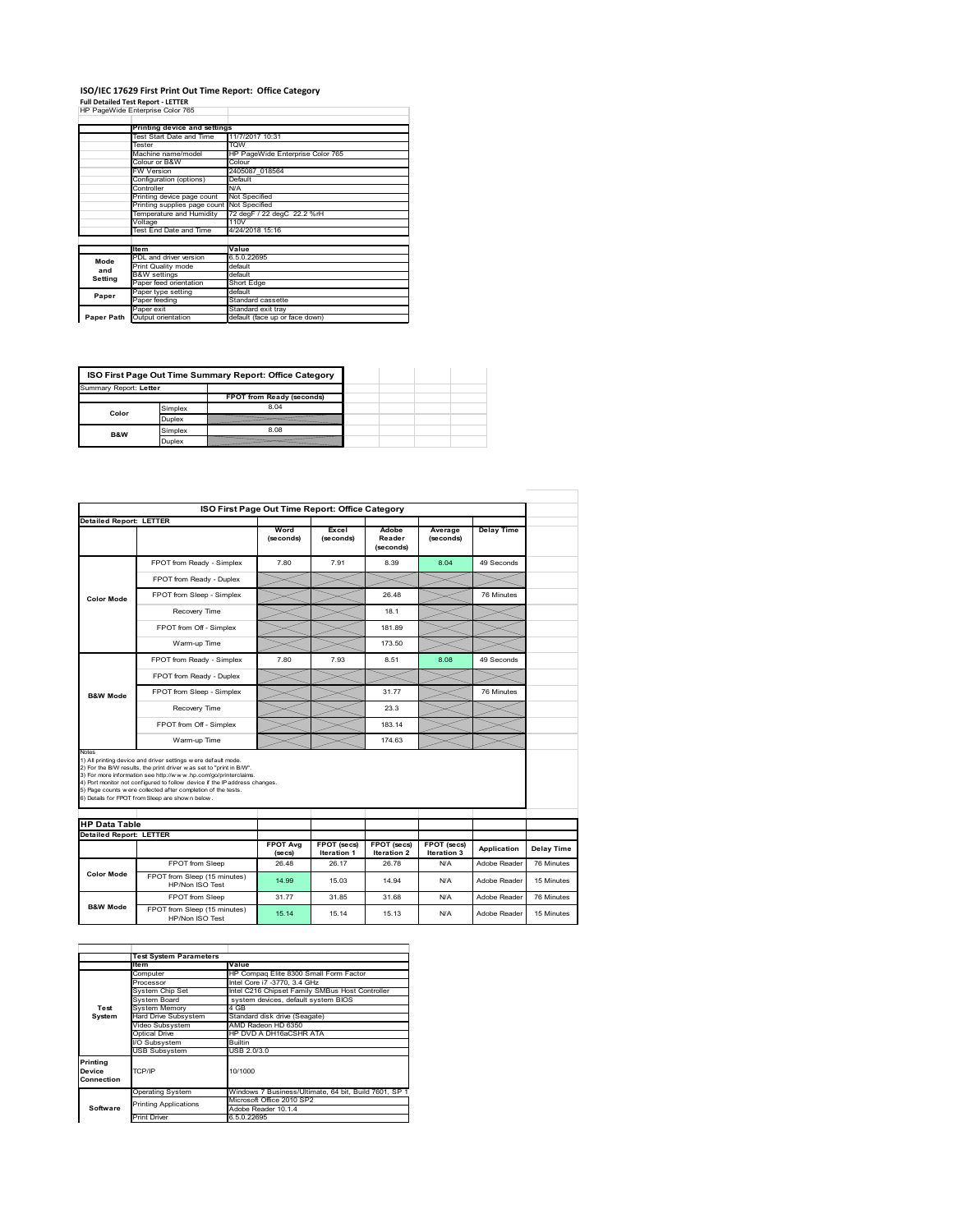# ISO/IEC 17629 First Print Out Time Report: Office Category

**Full Detailed Test Report - LETTER**

HP PageWide Enterprise Color 765

| | Printing device and settings | |
|---|---|---|
| | Test Start Date and Time | 11/7/2017 10:31 |
| | Tester | TQW |
| | Machine name/model | HP PageWide Enterprise Color 765 |
| | Colour or B&W | Colour |
| | FW Version | 2405087_018564 |
| | Configuration (options) | Default |
| | Controller | N/A |
| | Printing device page count | Not Specified |
| | Printing supplies page count | Not Specified |
| | Temperature and Humidity | 72 degF / 22 degC 22.2 %rH |
| | Voltage | 110V |
| | Test End Date and Time | 4/24/2018 15:16 |

| | Item | Value |
|---|---|---|
| Mode and Setting | PDL and driver version | 6.5.0.22695 |
| | Print Quality mode | default |
| | B&W settings | default |
| | Paper feed orientation | Short Edge |
| Paper | Paper type setting | default |
| | Paper feeding | Standard cassette |
| Paper Path | Paper exit | Standard exit tray |
| | Output orientation | default (face up or face down) |

**ISO First Page Out Time Summary Report: Office Category**

Summary Report: **Letter**

| | | FPOT from Ready (seconds) |
|---|---|---|
| Color | Simplex | 8.04 |
| | Duplex | |
| B&W | Simplex | 8.08 |
| | Duplex | |

**ISO First Page Out Time Report: Office Category**

**Detailed Report: LETTER**

| | | Word (seconds) | Excel (seconds) | Adobe Reader (seconds) | Average (seconds) | Delay Time |
|---|---|---|---|---|---|---|
| Color Mode | FPOT from Ready - Simplex | 7.80 | 7.91 | 8.39 | 8.04 | 49 Seconds |
| | FPOT from Ready - Duplex | | | | | |
| | FPOT from Sleep - Simplex | | | 26.48 | | 76 Minutes |
| | Recovery Time | | | 18.1 | | |
| | FPOT from Off - Simplex | | | 181.89 | | |
| | Warm-up Time | | | 173.50 | | |
| B&W Mode | FPOT from Ready - Simplex | 7.80 | 7.93 | 8.51 | 8.08 | 49 Seconds |
| | FPOT from Ready - Duplex | | | | | |
| | FPOT from Sleep - Simplex | | | 31.77 | | 76 Minutes |
| | Recovery Time | | | 23.3 | | |
| | FPOT from Off - Simplex | | | 183.14 | | |
| | Warm-up Time | | | 174.63 | | |

Notes
1) All printing device and driver settings were default mode.
2) For the B/W results, the print driver was set to "print in B/W".
3) For more information see http://www.hp.com/go/printerclaims.
4) Port monitor not configured to follow device if the IP address changes.
5) Page counts were collected after completion of the tests.
6) Details for FPOT from Sleep are shown below.

**HP Data Table**

**Detailed Report: LETTER**

| | | FPOT Avg (secs) | FPOT (secs) Iteration 1 | FPOT (secs) Iteration 2 | FPOT (secs) Iteration 3 | Application | Delay Time |
|---|---|---|---|---|---|---|---|
| Color Mode | FPOT from Sleep | 26.48 | 26.17 | 26.78 | N/A | Adobe Reader | 76 Minutes |
| | FPOT from Sleep (15 minutes) HP/Non ISO Test | 14.99 | 15.03 | 14.94 | N/A | Adobe Reader | 15 Minutes |
| B&W Mode | FPOT from Sleep | 31.77 | 31.85 | 31.68 | N/A | Adobe Reader | 76 Minutes |
| | FPOT from Sleep (15 minutes) HP/Non ISO Test | 15.14 | 15.14 | 15.13 | N/A | Adobe Reader | 15 Minutes |

| | Test System Parameters | |
|---|---|---|
| | Item | Value |
| Test System | Computer | HP Compaq Elite 8300 Small Form Factor |
| | Processor | Intel Core i7 -3770, 3.4 GHz |
| | System Chip Set | Intel C216 Chipset Family SMBus Host Controller |
| | System Board | system devices, default system BIOS |
| | System Memory | 4 GB |
| | Hard Drive Subsystem | Standard disk drive (Seagate) |
| | Video Subsystem | AMD Radeon HD 6350 |
| | Optical Drive | HP DVD A DH16aCSHR ATA |
| | I/O Subsystem | Builtin |
| | USB Subsystem | USB 2.0/3.0 |
| Printing Device Connection | TCP/IP | 10/1000 |
| Software | Operating System | Windows 7 Business/Ultimate, 64 bit, Build 7601, SP 1 |
| | Printing Applications | Microsoft Office 2010 SP2 |
| | | Adobe Reader 10.1.4 |
| | Print Driver | 6.5.0.22695 |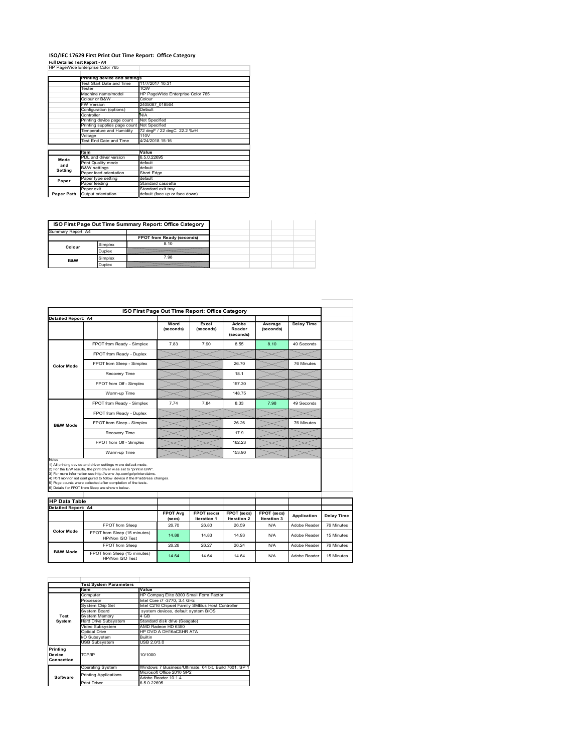# ISO/IEC 17629 First Print Out Time Report: Office Category

**Full Detailed Test Report - A4**

HP PageWide Enterprise Color 765

| | | |
|---|---|---|
| | **Printing device and settings** | |
| | Test Start Date and Time | 11/7/2017 10:31 |
| | Tester | TQW |
| | Machine name/model | HP PageWide Enterprise Color 765 |
| | Colour or B&W | Colour |
| | FW Version | 2405087_018564 |
| | Configuration (options) | Default |
| | Controller | N/A |
| | Printing device page count | Not Specified |
| | Printing supplies page count | Not Specified |
| | Temperature and Humidity | 72 degF / 22 degC 22.2 %rH |
| | Voltage | 110V |
| | Test End Date and Time | 4/24/2018 15:16 |
| | **Item** | **Value** |
| Mode and Setting | PDL and driver version | 6.5.0.22695 |
| | Print Quality mode | default |
| | B&W settings | default |
| | Paper feed orientation | Short Edge |
| Paper | Paper type setting | default |
| | Paper feeding | Standard cassette |
| | Paper exit | Standard exit tray |
| Paper Path | Output orientation | default (face up or face down) |

| ISO First Page Out Time Summary Report: Office Category | | |
|---|---|---|
| Summary Report: A4 | | |
| | | **FPOT from Ready (seconds)** |
| Colour | Simplex | 8.10 |
| | Duplex | |
| B&W | Simplex | 7.98 |
| | Duplex | |

| ISO First Page Out Time Report: Office Category | | | | | | |
|---|---|---|---|---|---|---|
| **Detailed Report: A4** | | **Word (seconds)** | **Excel (seconds)** | **Adobe Reader (seconds)** | **Average (seconds)** | **Delay Time** |
| Color Mode | FPOT from Ready - Simplex | 7.83 | 7.90 | 8.55 | 8.10 | 49 Seconds |
| | FPOT from Ready - Duplex | | | | | |
| | FPOT from Sleep - Simplex | | | 26.70 | | 76 Minutes |
| | Recovery Time | | | 18.1 | | |
| | FPOT from Off - Simplex | | | 157.30 | | |
| | Warm-up Time | | | 148.75 | | |
| B&W Mode | FPOT from Ready - Simplex | 7.74 | 7.84 | 8.33 | 7.98 | 49 Seconds |
| | FPOT from Ready - Duplex | | | | | |
| | FPOT from Sleep - Simplex | | | 26.26 | | 76 Minutes |
| | Recovery Time | | | 17.9 | | |
| | FPOT from Off - Simplex | | | 162.23 | | |
| | Warm-up Time | | | 153.90 | | |

Notes
1) All printing device and driver settings were default mode.
2) For the B/W results, the print driver was set to "print in B/W".
3) For more information see http://www.hp.com/go/printerclaims.
4) Port monitor not configured to follow device if the IP address changes.
5) Page counts were collected after completion of the tests.
6) Details for FPOT from Sleep are shown below.

| HP Data Table | | | | | | | |
|---|---|---|---|---|---|---|---|
| **Detailed Report: A4** | | **FPOT Avg (secs)** | **FPOT (secs) Iteration 1** | **FPOT (secs) Iteration 2** | **FPOT (secs) Iteration 3** | **Application** | **Delay Time** |
| Color Mode | FPOT from Sleep | 26.70 | 26.80 | 26.59 | N/A | Adobe Reader | 76 Minutes |
| | FPOT from Sleep (15 minutes) HP/Non ISO Test | 14.88 | 14.83 | 14.93 | N/A | Adobe Reader | 15 Minutes |
| B&W Mode | FPOT from Sleep | 26.26 | 26.27 | 26.24 | N/A | Adobe Reader | 76 Minutes |
| | FPOT from Sleep (15 minutes) HP/Non ISO Test | 14.64 | 14.64 | 14.64 | N/A | Adobe Reader | 15 Minutes |

| | | |
|---|---|---|
| | **Test System Parameters** | |
| | **Item** | **Value** |
| Test System | Computer | HP Compaq Elite 8300 Small Form Factor |
| | Processor | Intel Core i7 -3770, 3.4 GHz |
| | System Chip Set | Intel C216 Chipset Family SMBus Host Controller |
| | System Board | system devices, default system BIOS |
| | System Memory | 4 GB |
| | Hard Drive Subsystem | Standard disk drive (Seagate) |
| | Video Subsystem | AMD Radeon HD 6350 |
| | Optical Drive | HP DVD A DH16aCSHR ATA |
| | I/O Subsystem | Builtin |
| | USB Subsystem | USB 2.0/3.0 |
| Printing Device Connection | TCP/IP | 10/1000 |
| Software | Operating System | Windows 7 Business/Ultimate, 64 bit, Build 7601, SP 1 |
| | Printing Applications | Microsoft Office 2010 SP2 |
| | | Adobe Reader 10.1.4 |
| | Print Driver | 6.5.0.22695 |